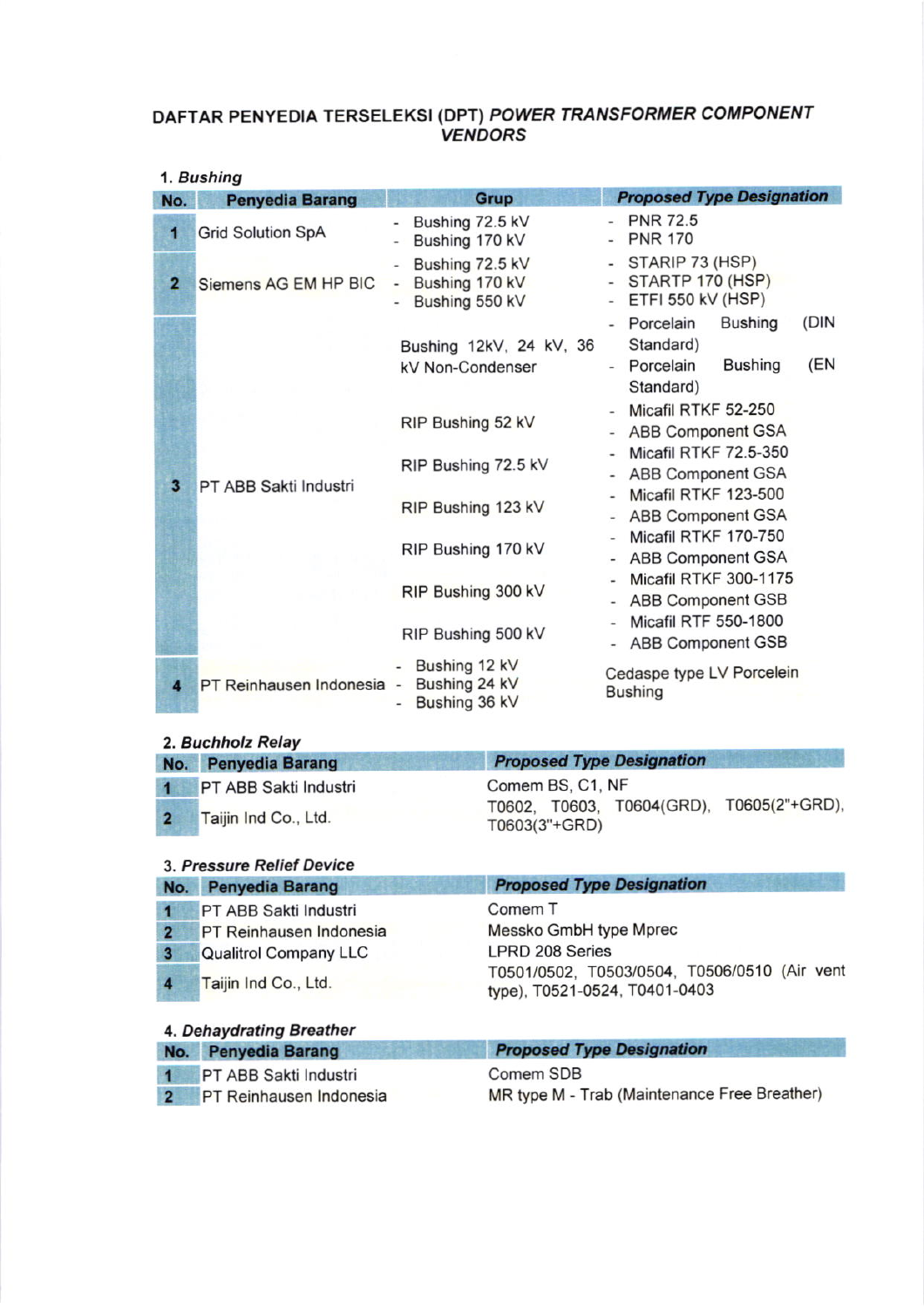# DAFTAR PENYEDIA TERSELEKSI (DPT) *POWER TRANSFORMER COMPONENT VENDORS*

## 1. *Bushing*

| No. | Penyedia Barang | Grup | *Proposed Type Designation* |
|---|---|---|---|
| 1 | Grid Solution SpA | - Bushing 72.5 kV<br>- Bushing 170 kV | - PNR 72.5<br>- PNR 170 |
| 2 | Siemens AG EM HP BIC | - Bushing 72.5 kV<br>- Bushing 170 kV<br>- Bushing 550 kV | - STARIP 73 (HSP)<br>- STARTP 170 (HSP)<br>- ETFI 550 kV (HSP) |
| 3 | PT ABB Sakti Industri | Bushing 12kV, 24 kV, 36 kV Non-Condenser | - Porcelain Bushing (DIN Standard)<br>- Porcelain Bushing (EN Standard) |
| | | RIP Bushing 52 kV | - Micafil RTKF 52-250<br>- ABB Component GSA |
| | | RIP Bushing 72.5 kV | - Micafil RTKF 72.5-350<br>- ABB Component GSA |
| | | RIP Bushing 123 kV | - Micafil RTKF 123-500<br>- ABB Component GSA |
| | | RIP Bushing 170 kV | - Micafil RTKF 170-750<br>- ABB Component GSA |
| | | RIP Bushing 300 kV | - Micafil RTKF 300-1175<br>- ABB Component GSB |
| | | RIP Bushing 500 kV | - Micafil RTF 550-1800<br>- ABB Component GSB |
| 4 | PT Reinhausen Indonesia | - Bushing 12 kV<br>- Bushing 24 kV<br>- Bushing 36 kV | Cedaspe type LV Porcelein Bushing |

## 2. *Buchholz Relay*

| No. | Penyedia Barang | *Proposed Type Designation* |
|---|---|---|
| 1 | PT ABB Sakti Industri | Comem BS, C1, NF |
| 2 | Taijin Ind Co., Ltd. | T0602, T0603, T0604(GRD), T0605(2"+GRD), T0603(3"+GRD) |

## 3. *Pressure Relief Device*

| No. | Penyedia Barang | *Proposed Type Designation* |
|---|---|---|
| 1 | PT ABB Sakti Industri | Comem T |
| 2 | PT Reinhausen Indonesia | Messko GmbH type Mprec |
| 3 | Qualitrol Company LLC | LPRD 208 Series |
| 4 | Taijin Ind Co., Ltd. | T0501/0502, T0503/0504, T0506/0510 (Air vent type), T0521-0524, T0401-0403 |

## 4. *Dehaydrating Breather*

| No. | Penyedia Barang | *Proposed Type Designation* |
|---|---|---|
| 1 | PT ABB Sakti Industri | Comem SDB |
| 2 | PT Reinhausen Indonesia | MR type M - Trab (Maintenance Free Breather) |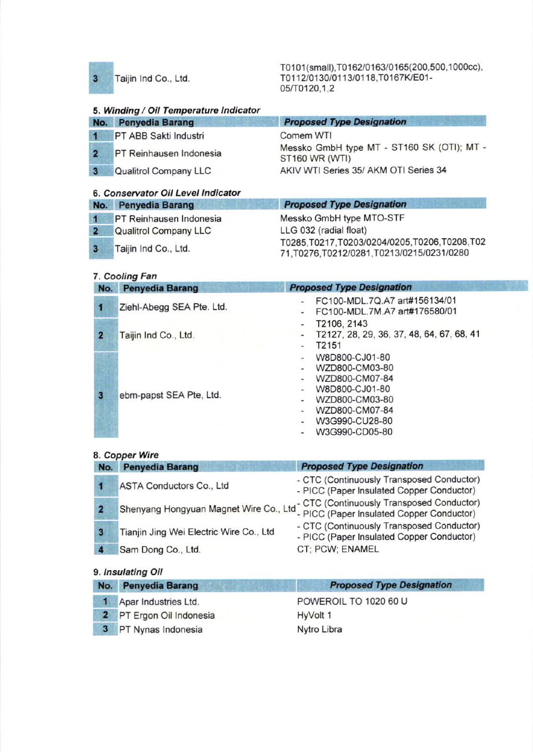| 3 | Taijin Ind Co., Ltd. | T0101(small),T0162/0163/0165(200,500,1000cc), T0112/0130/0113/0118,T0167K/E01-05/T0120,1,2 |
|---|---|---|

5. ***Winding / Oil Temperature Indicator***

| No. | Penyedia Barang | Proposed Type Designation |
|---|---|---|
| 1 | PT ABB Sakti Industri | Comem WTI |
| 2 | PT Reinhausen Indonesia | Messko GmbH type MT - ST160 SK (OTI); MT - ST160 WR (WTI) |
| 3 | Qualitrol Company LLC | AKIV WTI Series 35/ AKM OTI Series 34 |

6. ***Conservator Oil Level Indicator***

| No. | Penyedia Barang | Proposed Type Designation |
|---|---|---|
| 1 | PT Reinhausen Indonesia | Messko GmbH type MTO-STF |
| 2 | Qualitrol Company LLC | LLG 032 (radial float) |
| 3 | Taijin Ind Co., Ltd. | T0285,T0217,T0203/0204/0205,T0206,T0208,T0271,T0276,T0212/0281,T0213/0215/0231/0280 |

7. ***Cooling Fan***

| No. | Penyedia Barang | Proposed Type Designation |
|---|---|---|
| 1 | Ziehl-Abegg SEA Pte. Ltd. | - FC100-MDL.7Q.A7 art#156134/01<br>- FC100-MDL.7M.A7 art#176580/01 |
| 2 | Taijin Ind Co., Ltd. | - T2106, 2143<br>- T2127, 28, 29, 36, 37, 48, 64, 67, 68, 41<br>- T2151 |
| 3 | ebm-papst SEA Pte, Ltd. | - W8D800-CJ01-80<br>- WZD800-CM03-80<br>- WZD800-CM07-84<br>- W8D800-CJ01-80<br>- WZD800-CM03-80<br>- WZD800-CM07-84<br>- W3G990-CU28-80<br>- W3G990-CD05-80 |

8. ***Copper Wire***

| No. | Penyedia Barang | Proposed Type Designation |
|---|---|---|
| 1 | ASTA Conductors Co., Ltd | - CTC (Continuously Transposed Conductor)<br>- PICC (Paper Insulated Copper Conductor) |
| 2 | Shenyang Hongyuan Magnet Wire Co., Ltd | - CTC (Continuously Transposed Conductor)<br>- PICC (Paper Insulated Copper Conductor) |
| 3 | Tianjin Jing Wei Electric Wire Co., Ltd | - CTC (Continuously Transposed Conductor)<br>- PICC (Paper Insulated Copper Conductor) |
| 4 | Sam Dong Co., Ltd. | CT; PCW; ENAMEL |

9. ***Insulating Oil***

| No. | Penyedia Barang | Proposed Type Designation |
|---|---|---|
| 1 | Apar Industries Ltd. | POWEROIL TO 1020 60 U |
| 2 | PT Ergon Oil Indonesia | HyVolt 1 |
| 3 | PT Nynas Indonesia | Nytro Libra |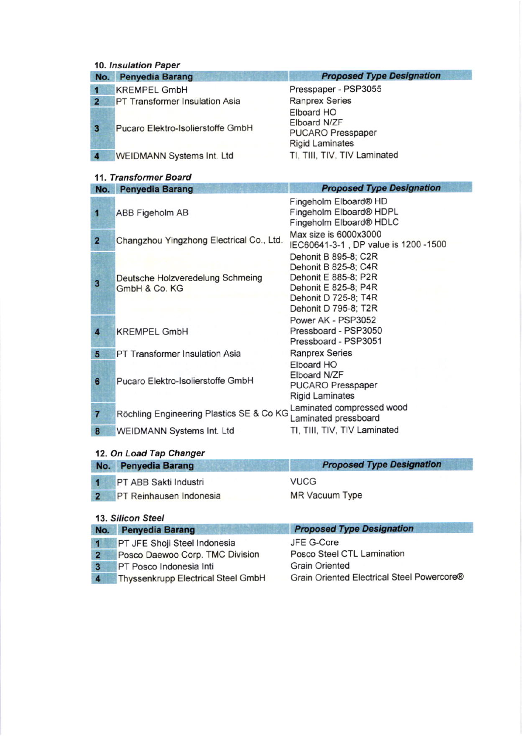10. ***Insulation Paper***

| No. | Penyedia Barang | Proposed Type Designation |
|---|---|---|
| 1 | KREMPEL GmbH | Presspaper - PSP3055 |
| 2 | PT Transformer Insulation Asia | Ranprex Series |
| 3 | Pucaro Elektro-Isolierstoffe GmbH | Elboard HO<br>Elboard N/ZF<br>PUCARO Presspaper<br>Rigid Laminates |
| 4 | WEIDMANN Systems Int. Ltd | TI, TIII, TIV, TIV Laminated |

11. ***Transformer Board***

| No. | Penyedia Barang | Proposed Type Designation |
|---|---|---|
| 1 | ABB Figeholm AB | Fingeholm Elboard® HD<br>Fingeholm Elboard® HDPL<br>Fingeholm Elboard® HDLC |
| 2 | Changzhou Yingzhong Electrical Co., Ltd. | Max size is 6000x3000<br>IEC60641-3-1 , DP value is 1200 -1500 |
| 3 | Deutsche Holzveredelung Schmeing GmbH & Co. KG | Dehonit B 895-8; C2R<br>Dehonit B 825-8; C4R<br>Dehonit E 885-8; P2R<br>Dehonit E 825-8; P4R<br>Dehonit D 725-8; T4R<br>Dehonit D 795-8; T2R |
| 4 | KREMPEL GmbH | Power AK - PSP3052<br>Pressboard - PSP3050<br>Pressboard - PSP3051 |
| 5 | PT Transformer Insulation Asia | Ranprex Series |
| 6 | Pucaro Elektro-Isolierstoffe GmbH | Elboard HO<br>Elboard N/ZF<br>PUCARO Presspaper<br>Rigid Laminates |
| 7 | Röchling Engineering Plastics SE & Co KG | Laminated compressed wood<br>Laminated pressboard |
| 8 | WEIDMANN Systems Int. Ltd | TI, TIII, TIV, TIV Laminated |

12. ***On Load Tap Changer***

| No. | Penyedia Barang | Proposed Type Designation |
|---|---|---|
| 1 | PT ABB Sakti Industri | VUCG |
| 2 | PT Reinhausen Indonesia | MR Vacuum Type |

13. ***Silicon Steel***

| No. | Penyedia Barang | Proposed Type Designation |
|---|---|---|
| 1 | PT JFE Shoji Steel Indonesia | JFE G-Core |
| 2 | Posco Daewoo Corp. TMC Division | Posco Steel CTL Lamination |
| 3 | PT Posco Indonesia Inti | Grain Oriented |
| 4 | Thyssenkrupp Electrical Steel GmbH | Grain Oriented Electrical Steel Powercore® |